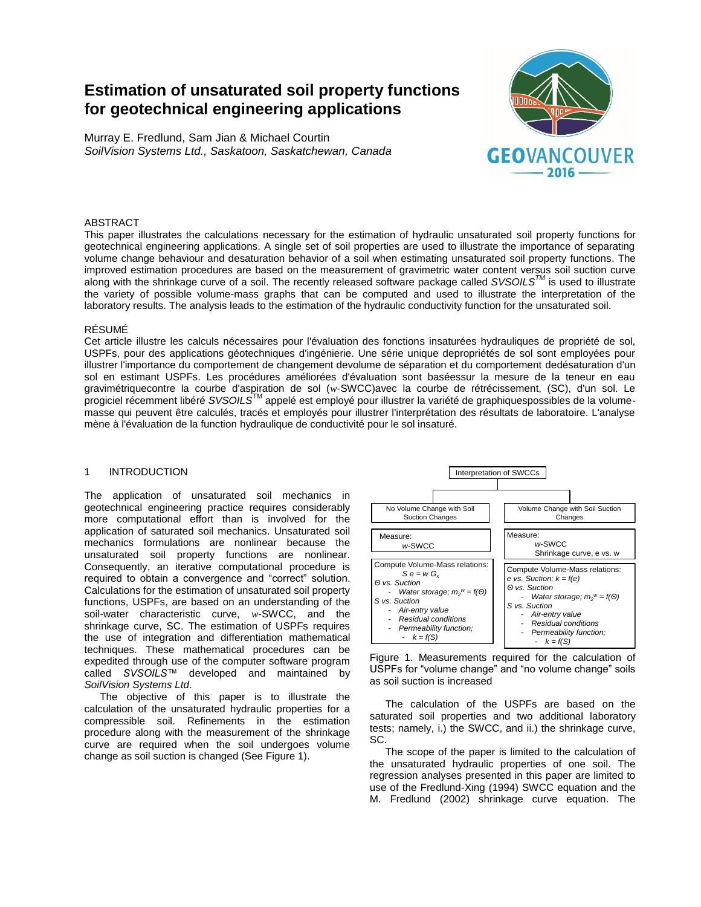# Estimation of unsaturated soil property functions for geotechnical engineering applications

Murray E. Fredlund, Sam Jian & Michael Courtin
*SoilVision Systems Ltd., Saskatoon, Saskatchewan, Canada*

## ABSTRACT

This paper illustrates the calculations necessary for the estimation of hydraulic unsaturated soil property functions for geotechnical engineering applications. A single set of soil properties are used to illustrate the importance of separating volume change behaviour and desaturation behavior of a soil when estimating unsaturated soil property functions. The improved estimation procedures are based on the measurement of gravimetric water content versus soil suction curve along with the shrinkage curve of a soil. The recently released software package called *SVSOILS*™ is used to illustrate the variety of possible volume-mass graphs that can be computed and used to illustrate the interpretation of the laboratory results. The analysis leads to the estimation of the hydraulic conductivity function for the unsaturated soil.

## RÉSUMÉ

Cet article illustre les calculs nécessaires pour l'évaluation des fonctions insaturées hydrauliques de propriété de sol, USPFs, pour des applications géotechniques d'ingénierie. Une série unique depropriétés de sol sont employées pour illustrer l'importance du comportement de changement devolume de séparation et du comportement dedésaturation d'un sol en estimant USPFs. Les procédures améliorées d'évaluation sont baséessur la mesure de la teneur en eau gravimétriquecontre la courbe d'aspiration de sol (*w*-SWCC)avec la courbe de rétrécissement, (SC), d'un sol. Le progiciel récemment libéré *SVSOILS*™ appelé est employé pour illustrer la variété de graphiquespossibles de la volume-masse qui peuvent être calculés, tracés et employés pour illustrer l'interprétation des résultats de laboratoire. L'analyse mène à l'évaluation de la function hydraulique de conductivité pour le sol insaturé.

## 1 INTRODUCTION

The application of unsaturated soil mechanics in geotechnical engineering practice requires considerably more computational effort than is involved for the application of saturated soil mechanics. Unsaturated soil mechanics formulations are nonlinear because the unsaturated soil property functions are nonlinear. Consequently, an iterative computational procedure is required to obtain a convergence and "correct" solution. Calculations for the estimation of unsaturated soil property functions, USPFs, are based on an understanding of the soil-water characteristic curve, *w*-SWCC, and the shrinkage curve, SC. The estimation of USPFs requires the use of integration and differentiation mathematical techniques. These mathematical procedures can be expedited through use of the computer software program called *SVSOILS*™ developed and maintained by *SoilVision Systems Ltd*.

The objective of this paper is to illustrate the calculation of the unsaturated hydraulic properties for a compressible soil. Refinements in the estimation procedure along with the measurement of the shrinkage curve are required when the soil undergoes volume change as soil suction is changed (See Figure 1).

Interpretation of SWCCs

| No Volume Change with Soil Suction Changes | Volume Change with Soil Suction Changes |
|---|---|
| Measure: *w*-SWCC | Measure: *w*-SWCC; Shrinkage curve, e vs. w |
| Compute Volume-Mass relations: $S\,e = w\,G_s$; *Θ vs. Suction* - *Water storage;* $m_2^w = f(\Theta)$; *S vs. Suction* - *Air-entry value* - *Residual conditions* - *Permeability function;* - $k = f(S)$ | Compute Volume-Mass relations: *e vs. Suction;* $k = f(e)$; *Θ vs. Suction* - *Water storage;* $m_2^w = f(\Theta)$; *S vs. Suction* - *Air-entry value* - *Residual conditions* - *Permeability function;* - $k = f(S)$ |

Figure 1. Measurements required for the calculation of USPFs for "volume change" and "no volume change" soils as soil suction is increased

The calculation of the USPFs are based on the saturated soil properties and two additional laboratory tests; namely, i.) the SWCC, and ii.) the shrinkage curve, SC.

The scope of the paper is limited to the calculation of the unsaturated hydraulic properties of one soil. The regression analyses presented in this paper are limited to use of the Fredlund-Xing (1994) SWCC equation and the M. Fredlund (2002) shrinkage curve equation. The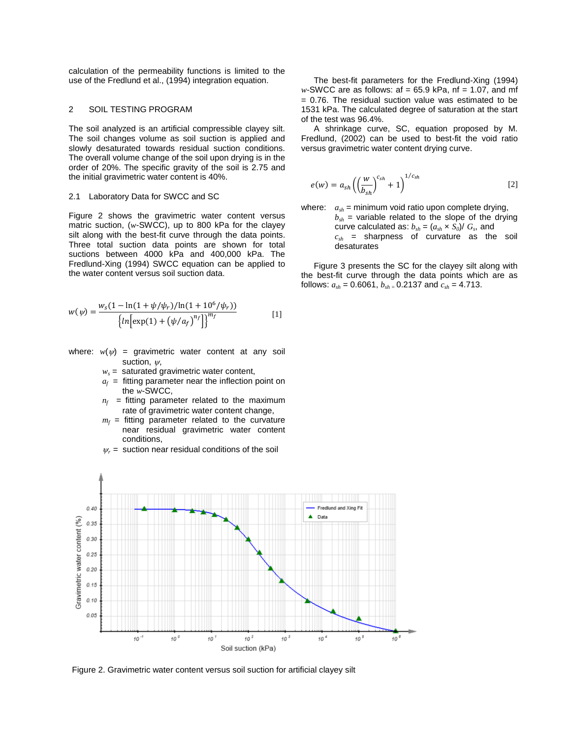calculation of the permeability functions is limited to the use of the Fredlund et al., (1994) integration equation.

## 2 SOIL TESTING PROGRAM

The soil analyzed is an artificial compressible clayey silt. The soil changes volume as soil suction is applied and slowly desaturated towards residual suction conditions. The overall volume change of the soil upon drying is in the order of 20%. The specific gravity of the soil is 2.75 and the initial gravimetric water content is 40%.

### 2.1 Laboratory Data for SWCC and SC

Figure 2 shows the gravimetric water content versus matric suction, ($w$-SWCC), up to 800 kPa for the clayey silt along with the best-fit curve through the data points. Three total suction data points are shown for total suctions between 4000 kPa and 400,000 kPa. The Fredlund-Xing (1994) SWCC equation can be applied to the water content versus soil suction data.

$$w(\psi) = \frac{w_s\left(1 - \ln(1 + \psi/\psi_r)/\ln(1 + 10^6/\psi_r)\right)}{\left\{ln\left[\exp(1) + \left(\psi/a_f\right)^{n_f}\right]\right\}^{m_f}} \quad [1]$$

where: $w(\psi)$ = gravimetric water content at any soil suction, $\psi$,
$w_s$ = saturated gravimetric water content,
$a_f$ = fitting parameter near the inflection point on the $w$-SWCC,
$n_f$ = fitting parameter related to the maximum rate of gravimetric water content change,
$m_f$ = fitting parameter related to the curvature near residual gravimetric water content conditions,
$\psi_r$ = suction near residual conditions of the soil

Figure 2. Gravimetric water content versus soil suction for artificial clayey silt

The best-fit parameters for the Fredlund-Xing (1994) $w$-SWCC are as follows: af = 65.9 kPa, nf = 1.07, and mf = 0.76. The residual suction value was estimated to be 1531 kPa. The calculated degree of saturation at the start of the test was 96.4%.

A shrinkage curve, SC, equation proposed by M. Fredlund, (2002) can be used to best-fit the void ratio versus gravimetric water content drying curve.

$$e(w) = a_{sh}\left(\left(\frac{w}{b_{sh}}\right)^{c_{sh}} + 1\right)^{1/c_{sh}} \quad [2]$$

where: $a_{sh}$ = minimum void ratio upon complete drying,
$b_{sh}$ = variable related to the slope of the drying curve calculated as: $b_{sh} = (a_{sh} \times S_0)/\ G_s$, and
$c_{sh}$ = sharpness of curvature as the soil desaturates

Figure 3 presents the SC for the clayey silt along with the best-fit curve through the data points which are as follows: $a_{sh}$ = 0.6061, $b_{sh}$ = 0.2137 and $c_{sh}$ = 4.713.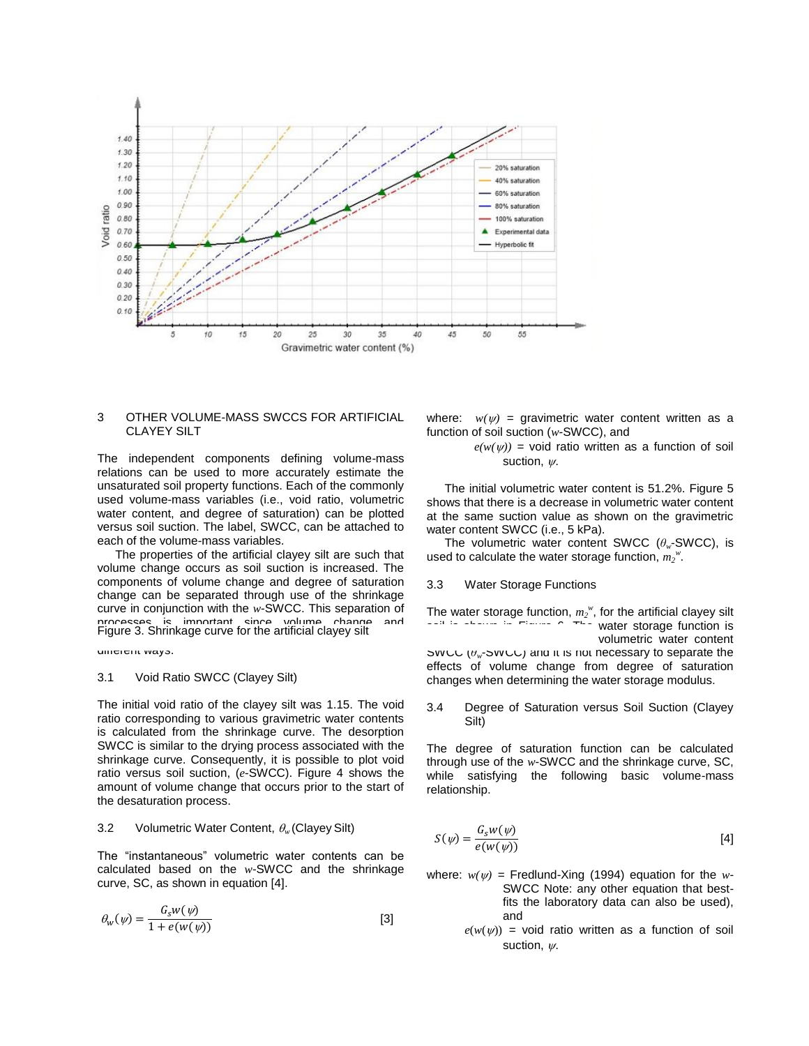Figure 3. Shrinkage curve for the artificial clayey silt

## 3 OTHER VOLUME-MASS SWCCS FOR ARTIFICIAL CLAYEY SILT

The independent components defining volume-mass relations can be used to more accurately estimate the unsaturated soil property functions. Each of the commonly used volume-mass variables (i.e., void ratio, volumetric water content, and degree of saturation) can be plotted versus soil suction. The label, SWCC, can be attached to each of the volume-mass variables.

The properties of the artificial clayey silt are such that volume change occurs as soil suction is increased. The components of volume change and degree of saturation change can be separated through use of the shrinkage curve in conjunction with the *w*-SWCC. This separation of processes is important since volume change and ... different ways.

### 3.1 Void Ratio SWCC (Clayey Silt)

The initial void ratio of the clayey silt was 1.15. The void ratio corresponding to various gravimetric water contents is calculated from the shrinkage curve. The desorption SWCC is similar to the drying process associated with the shrinkage curve. Consequently, it is possible to plot void ratio versus soil suction, (*e*-SWCC). Figure 4 shows the amount of volume change that occurs prior to the start of the desaturation process.

### 3.2 Volumetric Water Content, $\theta_w$ (Clayey Silt)

The "instantaneous" volumetric water contents can be calculated based on the *w*-SWCC and the shrinkage curve, SC, as shown in equation [4].

$$\theta_w(\psi) = \frac{G_s w(\psi)}{1 + e(w(\psi))} \qquad [3]$$

where: $w(\psi)$ = gravimetric water content written as a function of soil suction (*w*-SWCC), and

$e(w(\psi))$ = void ratio written as a function of soil suction, $\psi$.

The initial volumetric water content is 51.2%. Figure 5 shows that there is a decrease in volumetric water content at the same suction value as shown on the gravimetric water content SWCC (i.e., 5 kPa).

The volumetric water content SWCC ($\theta_w$-SWCC), is used to calculate the water storage function, $m_2^w$.

### 3.3 Water Storage Functions

The water storage function, $m_2^w$, for the artificial clayey silt soil is shown in Figure 6. The water storage function is ... volumetric water content SWCC ($\theta_w$-SWCC) and it is not necessary to separate the effects of volume change from degree of saturation changes when determining the water storage modulus.

### 3.4 Degree of Saturation versus Soil Suction (Clayey Silt)

The degree of saturation function can be calculated through use of the *w*-SWCC and the shrinkage curve, SC, while satisfying the following basic volume-mass relationship.

$$S(\psi) = \frac{G_s w(\psi)}{e(w(\psi))} \qquad [4]$$

where: $w(\psi)$ = Fredlund-Xing (1994) equation for the *w*-SWCC Note: any other equation that best-fits the laboratory data can also be used), and

$e(w(\psi))$ = void ratio written as a function of soil suction, $\psi$.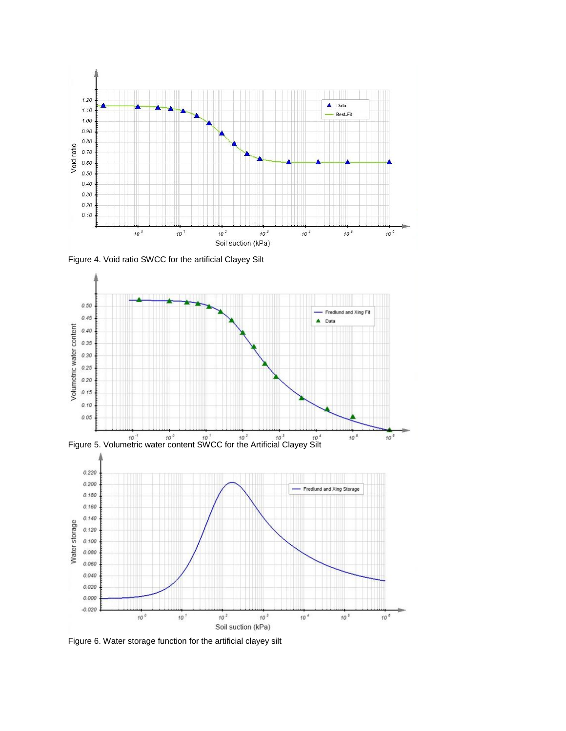Figure 4. Void ratio SWCC for the artificial Clayey Silt

Figure 5. Volumetric water content SWCC for the Artificial Clayey Silt

Figure 6. Water storage function for the artificial clayey silt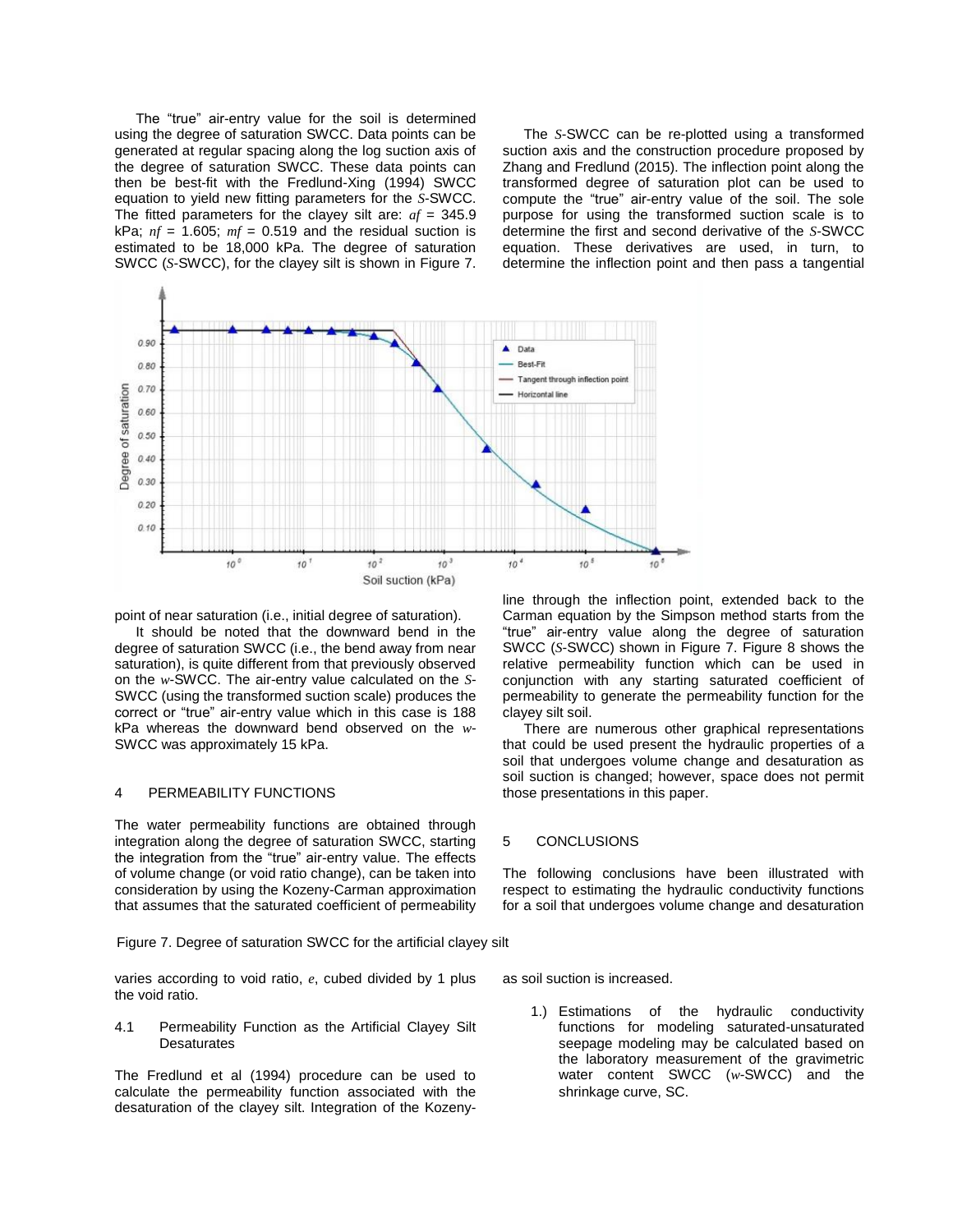The "true" air-entry value for the soil is determined using the degree of saturation SWCC. Data points can be generated at regular spacing along the log suction axis of the degree of saturation SWCC. These data points can then be best-fit with the Fredlund-Xing (1994) SWCC equation to yield new fitting parameters for the *S*-SWCC. The fitted parameters for the clayey silt are: $af$ = 345.9 kPa; $nf$ = 1.605; $mf$ = 0.519 and the residual suction is estimated to be 18,000 kPa. The degree of saturation SWCC (*S*-SWCC), for the clayey silt is shown in Figure 7.

The *S*-SWCC can be re-plotted using a transformed suction axis and the construction procedure proposed by Zhang and Fredlund (2015). The inflection point along the transformed degree of saturation plot can be used to compute the "true" air-entry value of the soil. The sole purpose for using the transformed suction scale is to determine the first and second derivative of the *S*-SWCC equation. These derivatives are used, in turn, to determine the inflection point and then pass a tangential line through the inflection point, extended back to the point of near saturation (i.e., initial degree of saturation).

Figure 7. Degree of saturation SWCC for the artificial clayey silt

It should be noted that the downward bend in the degree of saturation SWCC (i.e., the bend away from near saturation), is quite different from that previously observed on the *w*-SWCC. The air-entry value calculated on the *S*-SWCC (using the transformed suction scale) produces the correct or "true" air-entry value which in this case is 188 kPa whereas the downward bend observed on the *w*-SWCC was approximately 15 kPa.

## 4 PERMEABILITY FUNCTIONS

The water permeability functions are obtained through integration along the degree of saturation SWCC, starting the integration from the "true" air-entry value. The effects of volume change (or void ratio change), can be taken into consideration by using the Kozeny-Carman approximation that assumes that the saturated coefficient of permeability varies according to void ratio, $e$, cubed divided by 1 plus the void ratio.

### 4.1 Permeability Function as the Artificial Clayey Silt Desaturates

The Fredlund et al (1994) procedure can be used to calculate the permeability function associated with the desaturation of the clayey silt. Integration of the Kozeny-Carman equation by the Simpson method starts from the "true" air-entry value along the degree of saturation SWCC (*S*-SWCC) shown in Figure 7. Figure 8 shows the relative permeability function which can be used in conjunction with any starting saturated coefficient of permeability to generate the permeability function for the clayey silt soil.

There are numerous other graphical representations that could be used present the hydraulic properties of a soil that undergoes volume change and desaturation as soil suction is changed; however, space does not permit those presentations in this paper.

## 5 CONCLUSIONS

The following conclusions have been illustrated with respect to estimating the hydraulic conductivity functions for a soil that undergoes volume change and desaturation as soil suction is increased.

1.) Estimations of the hydraulic conductivity functions for modeling saturated-unsaturated seepage modeling may be calculated based on the laboratory measurement of the gravimetric water content SWCC (*w*-SWCC) and the shrinkage curve, SC.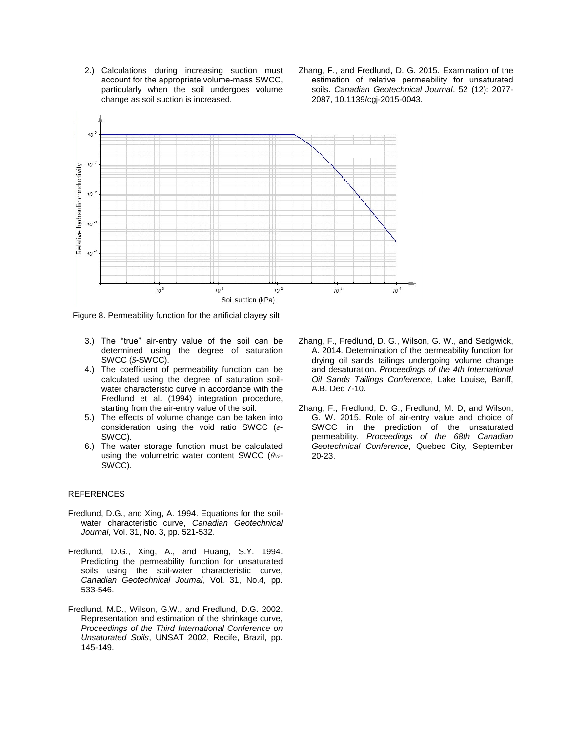2.) Calculations during increasing suction must account for the appropriate volume-mass SWCC, particularly when the soil undergoes volume change as soil suction is increased.

Relative hydraulic conductivity

$10^{0}$

$10^{-1}$

$10^{-2}$

$10^{-3}$

$10^{-4}$

$10^{0}$ $10^{1}$ $10^{2}$ $10^{3}$ $10^{4}$

Soil suction (kPa)

Figure 8. Permeability function for the artificial clayey silt

3.) The "true" air-entry value of the soil can be determined using the degree of saturation SWCC (*S*-SWCC).

4.) The coefficient of permeability function can be calculated using the degree of saturation soil-water characteristic curve in accordance with the Fredlund et al. (1994) integration procedure, starting from the air-entry value of the soil.

5.) The effects of volume change can be taken into consideration using the void ratio SWCC (*e*-SWCC).

6.) The water storage function must be calculated using the volumetric water content SWCC ($\theta w$-SWCC).

## REFERENCES

Fredlund, D.G., and Xing, A. 1994. Equations for the soil-water characteristic curve, *Canadian Geotechnical Journal*, Vol. 31, No. 3, pp. 521-532.

Fredlund, D.G., Xing, A., and Huang, S.Y. 1994. Predicting the permeability function for unsaturated soils using the soil-water characteristic curve, *Canadian Geotechnical Journal*, Vol. 31, No.4, pp. 533-546.

Fredlund, M.D., Wilson, G.W., and Fredlund, D.G. 2002. Representation and estimation of the shrinkage curve, *Proceedings of the Third International Conference on Unsaturated Soils*, UNSAT 2002, Recife, Brazil, pp. 145-149.

Zhang, F., and Fredlund, D. G. 2015. Examination of the estimation of relative permeability for unsaturated soils. *Canadian Geotechnical Journal*. 52 (12): 2077-2087, 10.1139/cgj-2015-0043.

Zhang, F., Fredlund, D. G., Wilson, G. W., and Sedgwick, A. 2014. Determination of the permeability function for drying oil sands tailings undergoing volume change and desaturation. *Proceedings of the 4th International Oil Sands Tailings Conference*, Lake Louise, Banff, A.B. Dec 7-10.

Zhang, F., Fredlund, D. G., Fredlund, M. D, and Wilson, G. W. 2015. Role of air-entry value and choice of SWCC in the prediction of the unsaturated permeability. *Proceedings of the 68th Canadian Geotechnical Conference*, Quebec City, September 20-23.